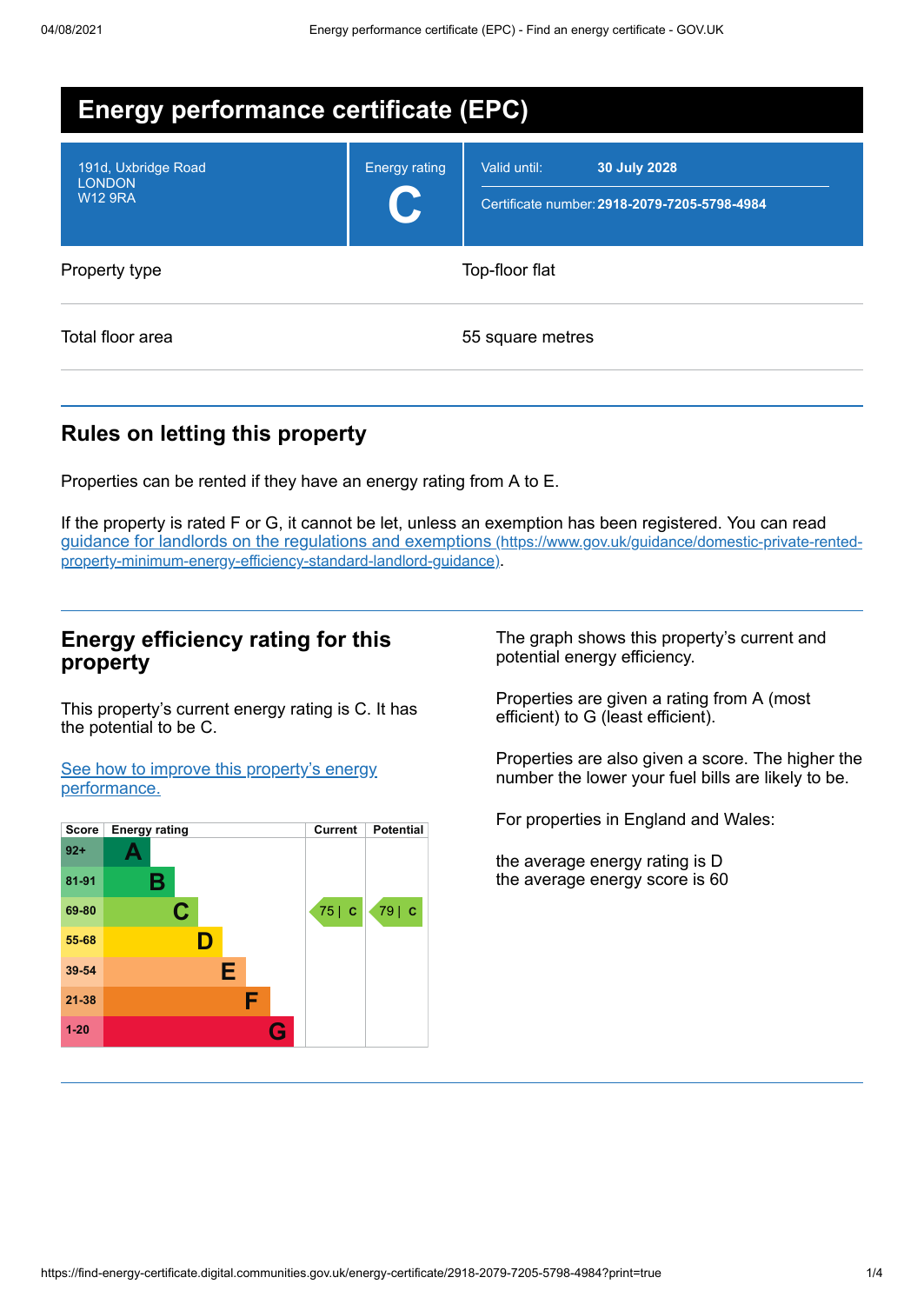# Energy performance certificate (EPC)

| | | |
|---|---|---|
| 191d, Uxbridge Road<br>LONDON<br>W12 9RA | Energy rating<br>**C** | Valid until: **30 July 2028**<br>Certificate number: **2918-2079-7205-5798-4984** |

| | |
|---|---|
| Property type | Top-floor flat |
| Total floor area | 55 square metres |

## Rules on letting this property

Properties can be rented if they have an energy rating from A to E.

If the property is rated F or G, it cannot be let, unless an exemption has been registered. You can read [guidance for landlords on the regulations and exemptions (https://www.gov.uk/guidance/domestic-private-rented-property-minimum-energy-efficiency-standard-landlord-guidance)](https://www.gov.uk/guidance/domestic-private-rented-property-minimum-energy-efficiency-standard-landlord-guidance).

## Energy efficiency rating for this property

This property's current energy rating is C. It has the potential to be C.

[See how to improve this property's energy performance.]()

| Score | Energy rating | Current | Potential |
|---|---|---|---|
| 92+ | A | | |
| 81-91 | B | | |
| 69-80 | C | 75 \| C | 79 \| C |
| 55-68 | D | | |
| 39-54 | E | | |
| 21-38 | F | | |
| 1-20 | G | | |

The graph shows this property's current and potential energy efficiency.

Properties are given a rating from A (most efficient) to G (least efficient).

Properties are also given a score. The higher the number the lower your fuel bills are likely to be.

For properties in England and Wales:

the average energy rating is D
the average energy score is 60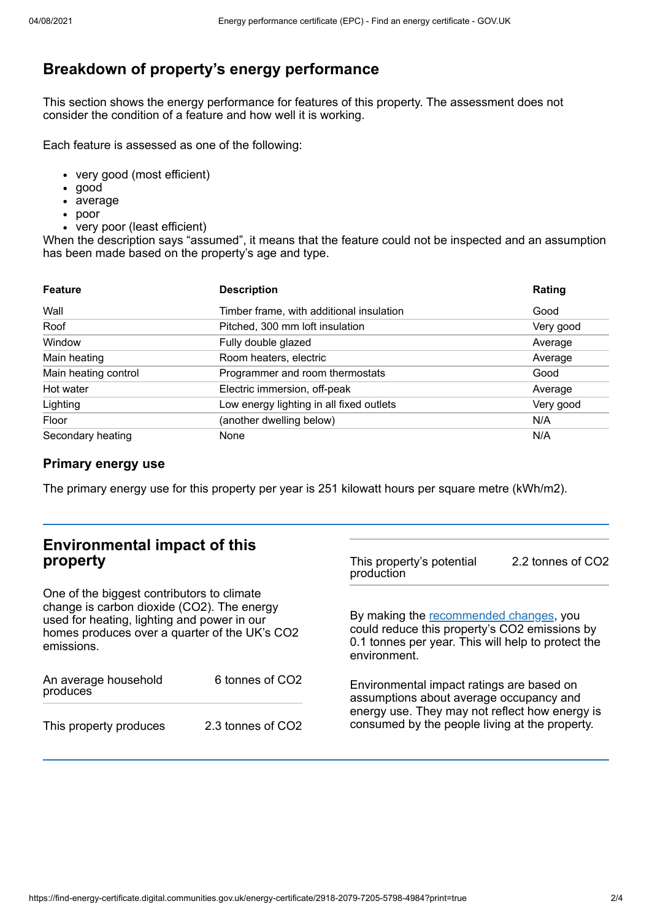## Breakdown of property's energy performance

This section shows the energy performance for features of this property. The assessment does not consider the condition of a feature and how well it is working.

Each feature is assessed as one of the following:

- very good (most efficient)
- good
- average
- poor
- very poor (least efficient)

When the description says "assumed", it means that the feature could not be inspected and an assumption has been made based on the property's age and type.

| Feature | Description | Rating |
|---|---|---|
| Wall | Timber frame, with additional insulation | Good |
| Roof | Pitched, 300 mm loft insulation | Very good |
| Window | Fully double glazed | Average |
| Main heating | Room heaters, electric | Average |
| Main heating control | Programmer and room thermostats | Good |
| Hot water | Electric immersion, off-peak | Average |
| Lighting | Low energy lighting in all fixed outlets | Very good |
| Floor | (another dwelling below) | N/A |
| Secondary heating | None | N/A |

### Primary energy use

The primary energy use for this property per year is 251 kilowatt hours per square metre (kWh/m2).

## Environmental impact of this property

One of the biggest contributors to climate change is carbon dioxide ($CO_2$). The energy used for heating, lighting and power in our homes produces over a quarter of the UK's $CO_2$ emissions.

| | |
|---|---|
| An average household produces | 6 tonnes of $CO_2$ |
| This property produces | 2.3 tonnes of $CO_2$ |
| This property's potential production | 2.2 tonnes of $CO_2$ |

By making the recommended changes, you could reduce this property's $CO_2$ emissions by 0.1 tonnes per year. This will help to protect the environment.

Environmental impact ratings are based on assumptions about average occupancy and energy use. They may not reflect how energy is consumed by the people living at the property.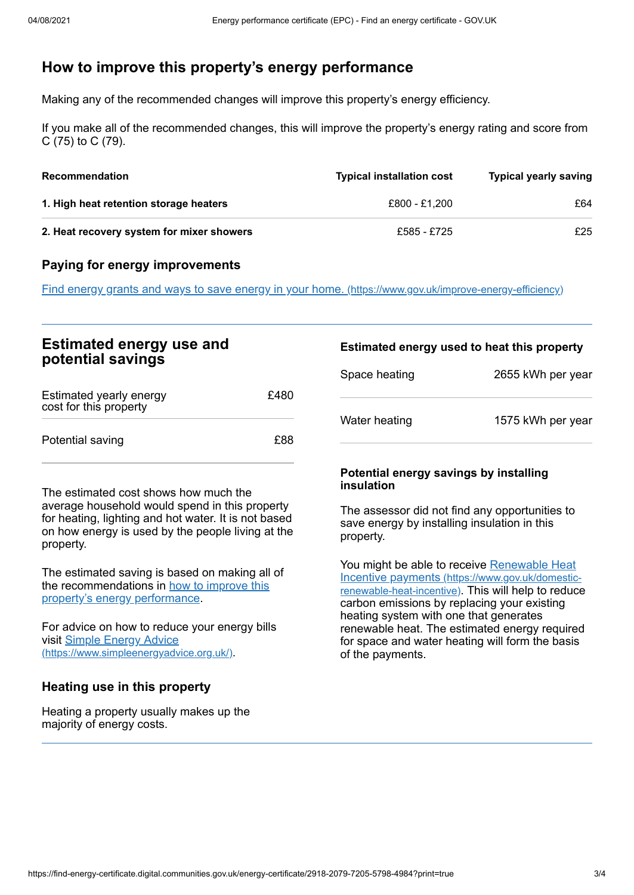## How to improve this property's energy performance

Making any of the recommended changes will improve this property's energy efficiency.

If you make all of the recommended changes, this will improve the property's energy rating and score from C (75) to C (79).

| Recommendation | Typical installation cost | Typical yearly saving |
|---|---|---|
| **1. High heat retention storage heaters** | £800 - £1,200 | £64 |
| **2. Heat recovery system for mixer showers** | £585 - £725 | £25 |

### Paying for energy improvements

[Find energy grants and ways to save energy in your home. (https://www.gov.uk/improve-energy-efficiency)](https://www.gov.uk/improve-energy-efficiency)

## Estimated energy use and potential savings

| | |
|---|---|
| Estimated yearly energy cost for this property | £480 |
| Potential saving | £88 |

The estimated cost shows how much the average household would spend in this property for heating, lighting and hot water. It is not based on how energy is used by the people living at the property.

The estimated saving is based on making all of the recommendations in [how to improve this property's energy performance](#how-to-improve-this-propertys-energy-performance).

For advice on how to reduce your energy bills visit [Simple Energy Advice (https://www.simpleenergyadvice.org.uk/)](https://www.simpleenergyadvice.org.uk/).

### Heating use in this property

Heating a property usually makes up the majority of energy costs.

### Estimated energy used to heat this property

| | |
|---|---|
| Space heating | 2655 kWh per year |
| Water heating | 1575 kWh per year |

### Potential energy savings by installing insulation

The assessor did not find any opportunities to save energy by installing insulation in this property.

You might be able to receive [Renewable Heat Incentive payments (https://www.gov.uk/domestic-renewable-heat-incentive)](https://www.gov.uk/domestic-renewable-heat-incentive). This will help to reduce carbon emissions by replacing your existing heating system with one that generates renewable heat. The estimated energy required for space and water heating will form the basis of the payments.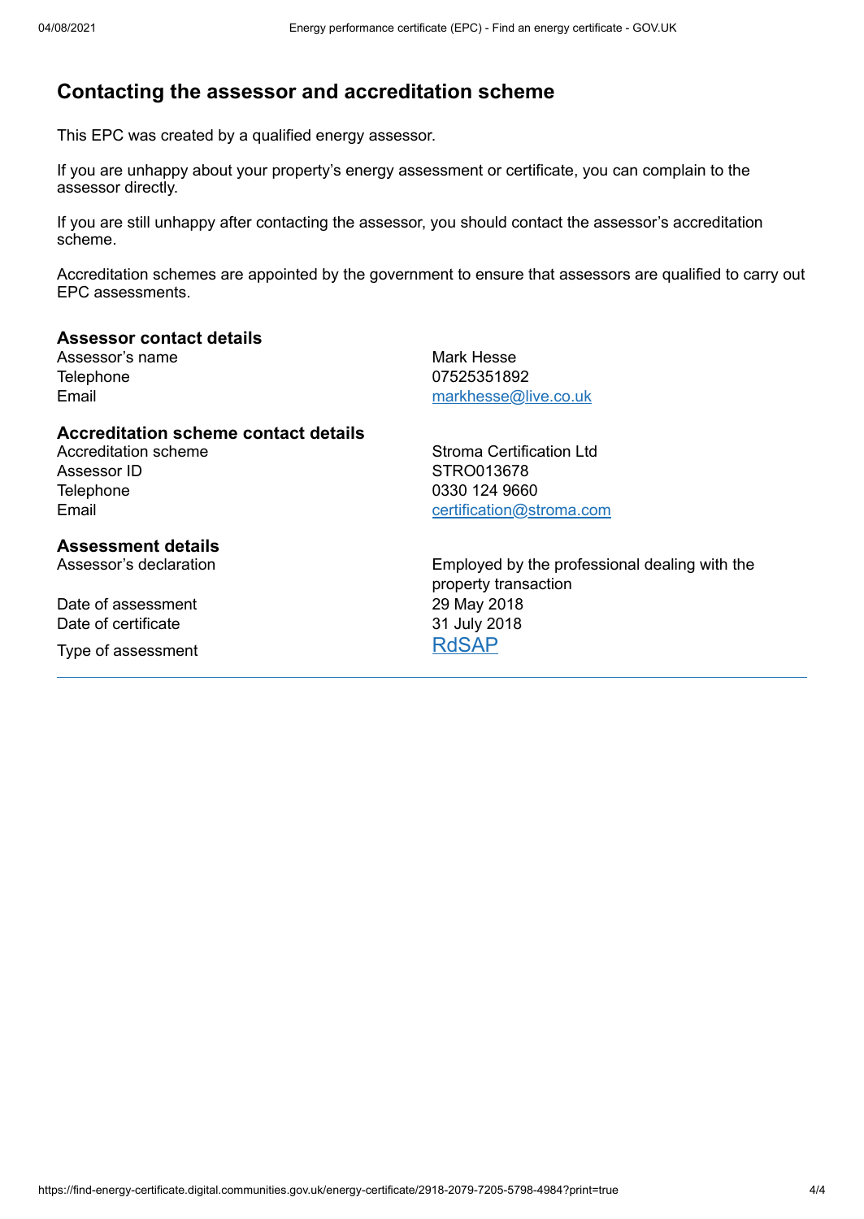## Contacting the assessor and accreditation scheme

This EPC was created by a qualified energy assessor.

If you are unhappy about your property's energy assessment or certificate, you can complain to the assessor directly.

If you are still unhappy after contacting the assessor, you should contact the assessor's accreditation scheme.

Accreditation schemes are appointed by the government to ensure that assessors are qualified to carry out EPC assessments.

### Assessor contact details

| | |
|---|---|
| Assessor's name | Mark Hesse |
| Telephone | 07525351892 |
| Email | markhesse@live.co.uk |

### Accreditation scheme contact details

| | |
|---|---|
| Accreditation scheme | Stroma Certification Ltd |
| Assessor ID | STRO013678 |
| Telephone | 0330 124 9660 |
| Email | certification@stroma.com |

### Assessment details

| | |
|---|---|
| Assessor's declaration | Employed by the professional dealing with the property transaction |
| Date of assessment | 29 May 2018 |
| Date of certificate | 31 July 2018 |
| Type of assessment | RdSAP |